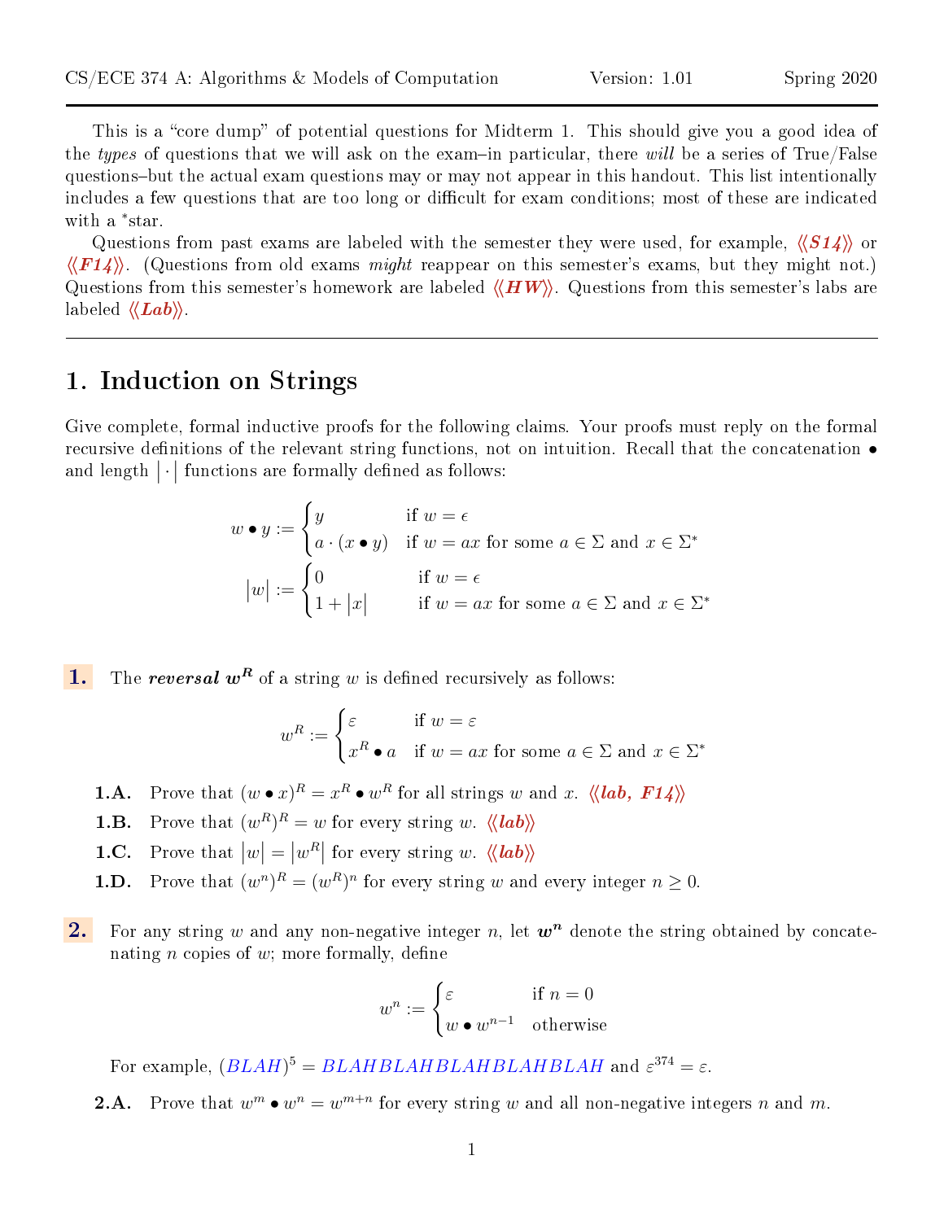This is a "core dump" of potential questions for Midterm 1. This should give you a good idea of the *types* of questions that we will ask on the exam–in particular, there *will* be a series of True/False questions–but the actual exam questions may or may not appear in this handout. This list intentionally includes a few questions that are too long or difficult for exam conditions; most of these are indicated with a *star.

Questions from past exams are labeled with the semester they were used, for example, ⟨⟨***S14***⟩⟩ or ⟨⟨***F14***⟩⟩. (Questions from old exams *might* reappear on this semester's exams, but they might not.) Questions from this semester's homework are labeled ⟨⟨***HW***⟩⟩. Questions from this semester's labs are labeled ⟨⟨***Lab***⟩⟩.

---

# 1. Induction on Strings

Give complete, formal inductive proofs for the following claims. Your proofs must reply on the formal recursive definitions of the relevant string functions, not on intuition. Recall that the concatenation $\bullet$ and length $|\cdot|$ functions are formally defined as follows:

$$w \bullet y := \begin{cases} y & \text{if } w = \epsilon \\ a \cdot (x \bullet y) & \text{if } w = ax \text{ for some } a \in \Sigma \text{ and } x \in \Sigma^* \end{cases}$$

$$|w| := \begin{cases} 0 & \text{if } w = \epsilon \\ 1 + |x| & \text{if } w = ax \text{ for some } a \in \Sigma \text{ and } x \in \Sigma^* \end{cases}$$

**1.** The ***reversal*** $\boldsymbol{w^R}$ of a string $w$ is defined recursively as follows:

$$w^R := \begin{cases} \varepsilon & \text{if } w = \varepsilon \\ x^R \bullet a & \text{if } w = ax \text{ for some } a \in \Sigma \text{ and } x \in \Sigma^* \end{cases}$$

**1.A.** Prove that $(w \bullet x)^R = x^R \bullet w^R$ for all strings $w$ and $x$. ⟨⟨***lab, F14***⟩⟩

**1.B.** Prove that $(w^R)^R = w$ for every string $w$. ⟨⟨***lab***⟩⟩

**1.C.** Prove that $|w| = |w^R|$ for every string $w$. ⟨⟨***lab***⟩⟩

**1.D.** Prove that $(w^n)^R = (w^R)^n$ for every string $w$ and every integer $n \geq 0$.

**2.** For any string $w$ and any non-negative integer $n$, let $\boldsymbol{w^n}$ denote the string obtained by concatenating $n$ copies of $w$; more formally, define

$$w^n := \begin{cases} \varepsilon & \text{if } n = 0 \\ w \bullet w^{n-1} & \text{otherwise} \end{cases}$$

For example, $(BLAH)^5 = BLAHBLAHBLAHBLAHBLAH$ and $\varepsilon^{374} = \varepsilon$.

**2.A.** Prove that $w^m \bullet w^n = w^{m+n}$ for every string $w$ and all non-negative integers $n$ and $m$.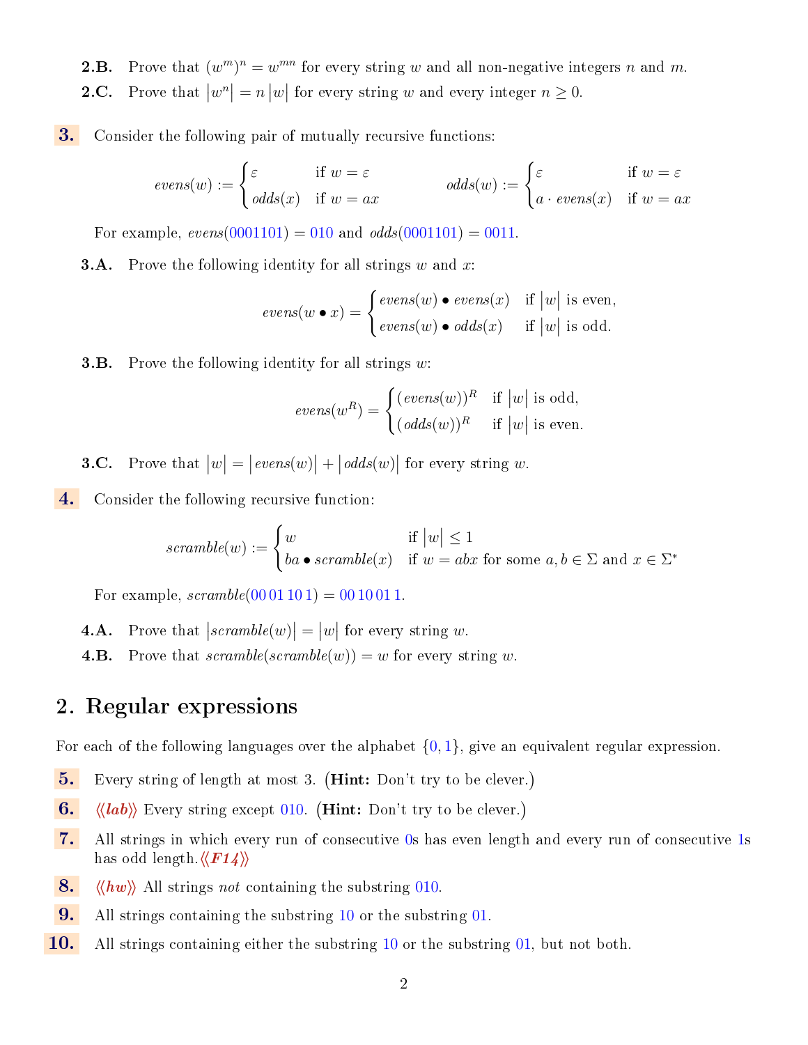**2.B.** Prove that $(w^m)^n = w^{mn}$ for every string $w$ and all non-negative integers $n$ and $m$.

**2.C.** Prove that $|w^n| = n\,|w|$ for every string $w$ and every integer $n \geq 0$.

**3.** Consider the following pair of mutually recursive functions:

$$evens(w) := \begin{cases} \varepsilon & \text{if } w = \varepsilon \\ odds(x) & \text{if } w = ax \end{cases} \qquad odds(w) := \begin{cases} \varepsilon & \text{if } w = \varepsilon \\ a \cdot evens(x) & \text{if } w = ax \end{cases}$$

For example, $evens(0001101) = 010$ and $odds(0001101) = 0011$.

**3.A.** Prove the following identity for all strings $w$ and $x$:

$$evens(w \bullet x) = \begin{cases} evens(w) \bullet evens(x) & \text{if } |w| \text{ is even,} \\ evens(w) \bullet odds(x) & \text{if } |w| \text{ is odd.} \end{cases}$$

**3.B.** Prove the following identity for all strings $w$:

$$evens(w^R) = \begin{cases} (evens(w))^R & \text{if } |w| \text{ is odd,} \\ (odds(w))^R & \text{if } |w| \text{ is even.} \end{cases}$$

**3.C.** Prove that $|w| = |evens(w)| + |odds(w)|$ for every string $w$.

**4.** Consider the following recursive function:

$$scramble(w) := \begin{cases} w & \text{if } |w| \leq 1 \\ ba \bullet scramble(x) & \text{if } w = abx \text{ for some } a, b \in \Sigma \text{ and } x \in \Sigma^* \end{cases}$$

For example, $scramble(00\,01\,10\,1) = 00\,10\,01\,1$.

**4.A.** Prove that $|scramble(w)| = |w|$ for every string $w$.

**4.B.** Prove that $scramble(scramble(w)) = w$ for every string $w$.

## 2. Regular expressions

For each of the following languages over the alphabet $\{0, 1\}$, give an equivalent regular expression.

**5.** Every string of length at most 3. (**Hint:** Don't try to be clever.)

**6.** ⟨⟨*lab*⟩⟩ Every string except 010. (**Hint:** Don't try to be clever.)

**7.** All strings in which every run of consecutive 0s has even length and every run of consecutive 1s has odd length.⟨⟨*F14*⟩⟩

**8.** ⟨⟨*hw*⟩⟩ All strings *not* containing the substring 010.

**9.** All strings containing the substring 10 or the substring 01.

**10.** All strings containing either the substring 10 or the substring 01, but not both.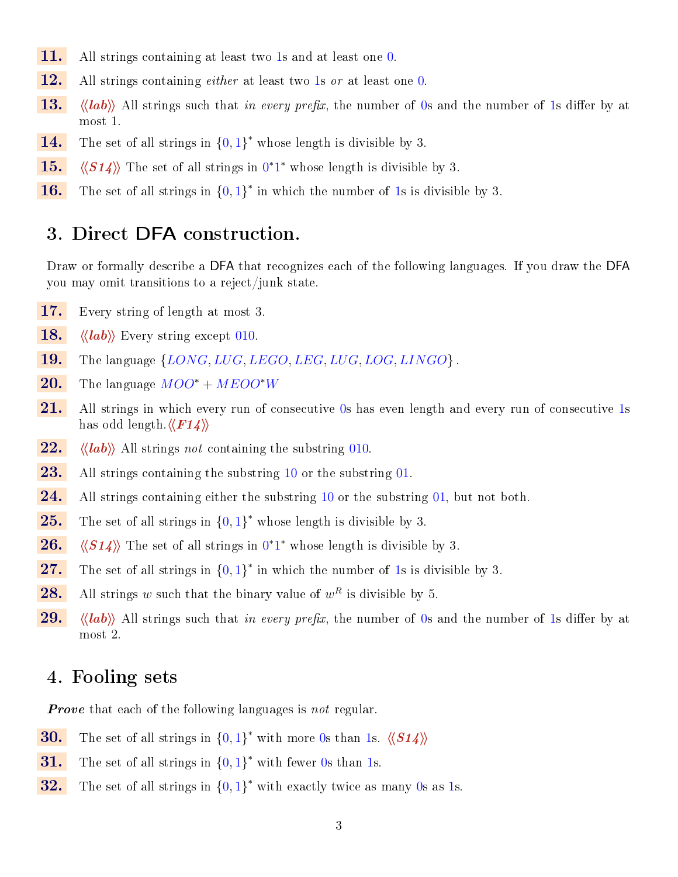**11.** All strings containing at least two 1s and at least one 0.

**12.** All strings containing *either* at least two 1s *or* at least one 0.

**13.** ⟨⟨*lab*⟩⟩ All strings such that *in every prefix*, the number of 0s and the number of 1s differ by at most 1.

**14.** The set of all strings in $\{0, 1\}^*$ whose length is divisible by 3.

**15.** ⟨⟨*S14*⟩⟩ The set of all strings in $0^*1^*$ whose length is divisible by 3.

**16.** The set of all strings in $\{0, 1\}^*$ in which the number of 1s is divisible by 3.

## 3. Direct DFA construction.

Draw or formally describe a DFA that recognizes each of the following languages. If you draw the DFA you may omit transitions to a reject/junk state.

**17.** Every string of length at most 3.

**18.** ⟨⟨*lab*⟩⟩ Every string except 010.

**19.** The language $\{LONG, LUG, LEGO, LEG, LUG, LOG, LINGO\}$.

**20.** The language $MOO^* + MEOO^*W$

**21.** All strings in which every run of consecutive 0s has even length and every run of consecutive 1s has odd length.⟨⟨*F14*⟩⟩

**22.** ⟨⟨*lab*⟩⟩ All strings *not* containing the substring 010.

**23.** All strings containing the substring 10 or the substring 01.

**24.** All strings containing either the substring 10 or the substring 01, but not both.

**25.** The set of all strings in $\{0, 1\}^*$ whose length is divisible by 3.

**26.** ⟨⟨*S14*⟩⟩ The set of all strings in $0^*1^*$ whose length is divisible by 3.

**27.** The set of all strings in $\{0, 1\}^*$ in which the number of 1s is divisible by 3.

**28.** All strings $w$ such that the binary value of $w^R$ is divisible by 5.

**29.** ⟨⟨*lab*⟩⟩ All strings such that *in every prefix*, the number of 0s and the number of 1s differ by at most 2.

## 4. Fooling sets

***Prove*** that each of the following languages is *not* regular.

**30.** The set of all strings in $\{0, 1\}^*$ with more 0s than 1s. ⟨⟨*S14*⟩⟩

**31.** The set of all strings in $\{0, 1\}^*$ with fewer 0s than 1s.

**32.** The set of all strings in $\{0, 1\}^*$ with exactly twice as many 0s as 1s.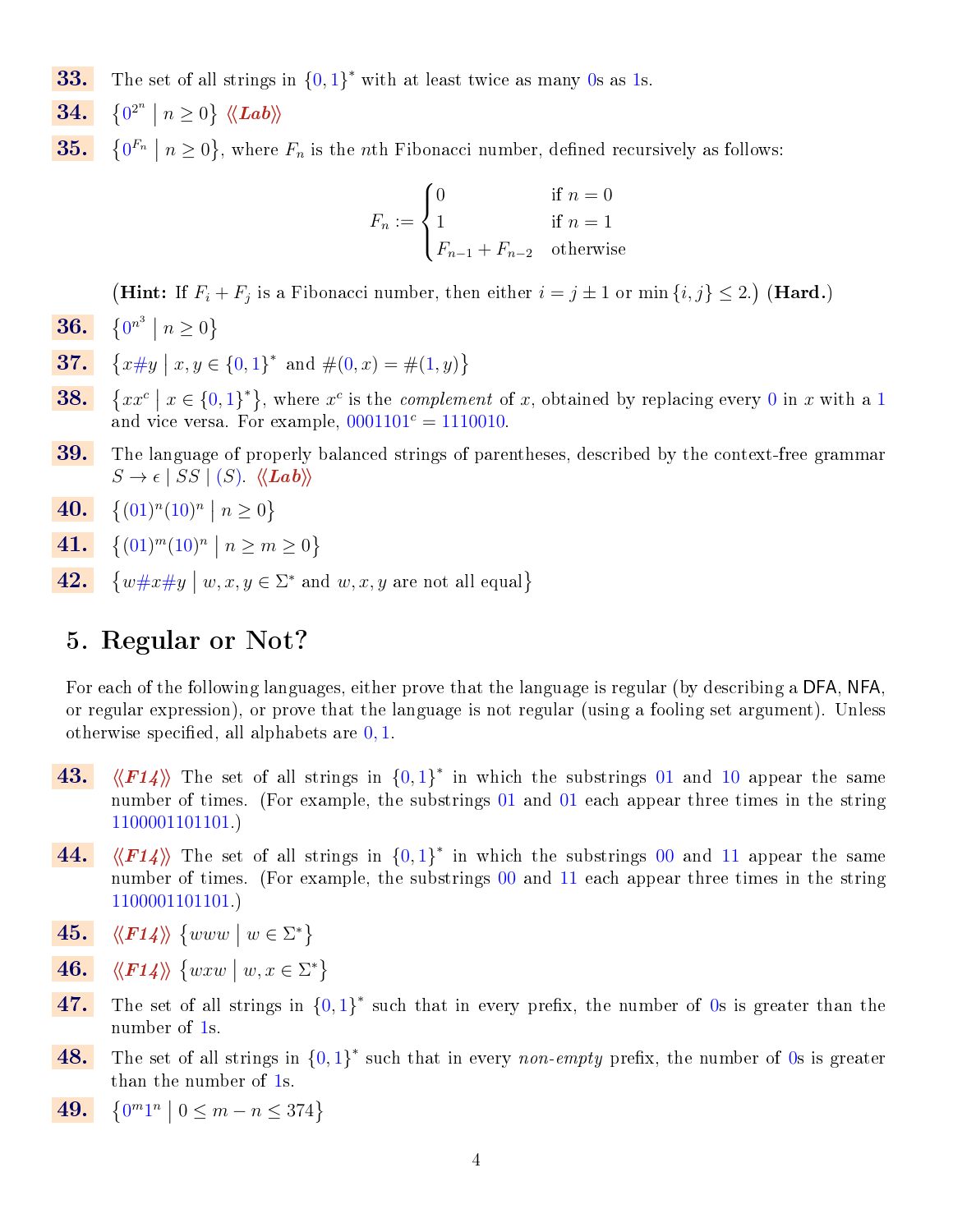**33.** The set of all strings in $\{0,1\}^*$ with at least twice as many 0s as 1s.

**34.** $\{0^{2^n} \mid n \geq 0\}$ ⟨⟨*Lab*⟩⟩

**35.** $\{0^{F_n} \mid n \geq 0\}$, where $F_n$ is the $n$th Fibonacci number, defined recursively as follows:

$$F_n := \begin{cases} 0 & \text{if } n = 0 \\ 1 & \text{if } n = 1 \\ F_{n-1} + F_{n-2} & \text{otherwise} \end{cases}$$

(**Hint:** If $F_i + F_j$ is a Fibonacci number, then either $i = j \pm 1$ or $\min\{i, j\} \leq 2$.) (**Hard.**)

**36.** $\{0^{n^3} \mid n \geq 0\}$

**37.** $\{x\#y \mid x, y \in \{0,1\}^* \text{ and } \#(0,x) = \#(1,y)\}$

**38.** $\{xx^c \mid x \in \{0,1\}^*\}$, where $x^c$ is the *complement* of $x$, obtained by replacing every 0 in $x$ with a 1 and vice versa. For example, $0001101^c = 1110010$.

**39.** The language of properly balanced strings of parentheses, described by the context-free grammar $S \to \epsilon \mid SS \mid (S)$. ⟨⟨*Lab*⟩⟩

**40.** $\{(01)^n(10)^n \mid n \geq 0\}$

**41.** $\{(01)^m(10)^n \mid n \geq m \geq 0\}$

**42.** $\{w\#x\#y \mid w, x, y \in \Sigma^* \text{ and } w, x, y \text{ are not all equal}\}$

## 5. Regular or Not?

For each of the following languages, either prove that the language is regular (by describing a DFA, NFA, or regular expression), or prove that the language is not regular (using a fooling set argument). Unless otherwise specified, all alphabets are 0, 1.

**43.** ⟨⟨*F14*⟩⟩ The set of all strings in $\{0,1\}^*$ in which the substrings 01 and 10 appear the same number of times. (For example, the substrings 01 and 01 each appear three times in the string 1100001101101.)

**44.** ⟨⟨*F14*⟩⟩ The set of all strings in $\{0,1\}^*$ in which the substrings 00 and 11 appear the same number of times. (For example, the substrings 00 and 11 each appear three times in the string 1100001101101.)

**45.** ⟨⟨*F14*⟩⟩ $\{www \mid w \in \Sigma^*\}$

**46.** ⟨⟨*F14*⟩⟩ $\{wxw \mid w, x \in \Sigma^*\}$

**47.** The set of all strings in $\{0,1\}^*$ such that in every prefix, the number of 0s is greater than the number of 1s.

**48.** The set of all strings in $\{0,1\}^*$ such that in every *non-empty* prefix, the number of 0s is greater than the number of 1s.

**49.** $\{0^m1^n \mid 0 \leq m - n \leq 374\}$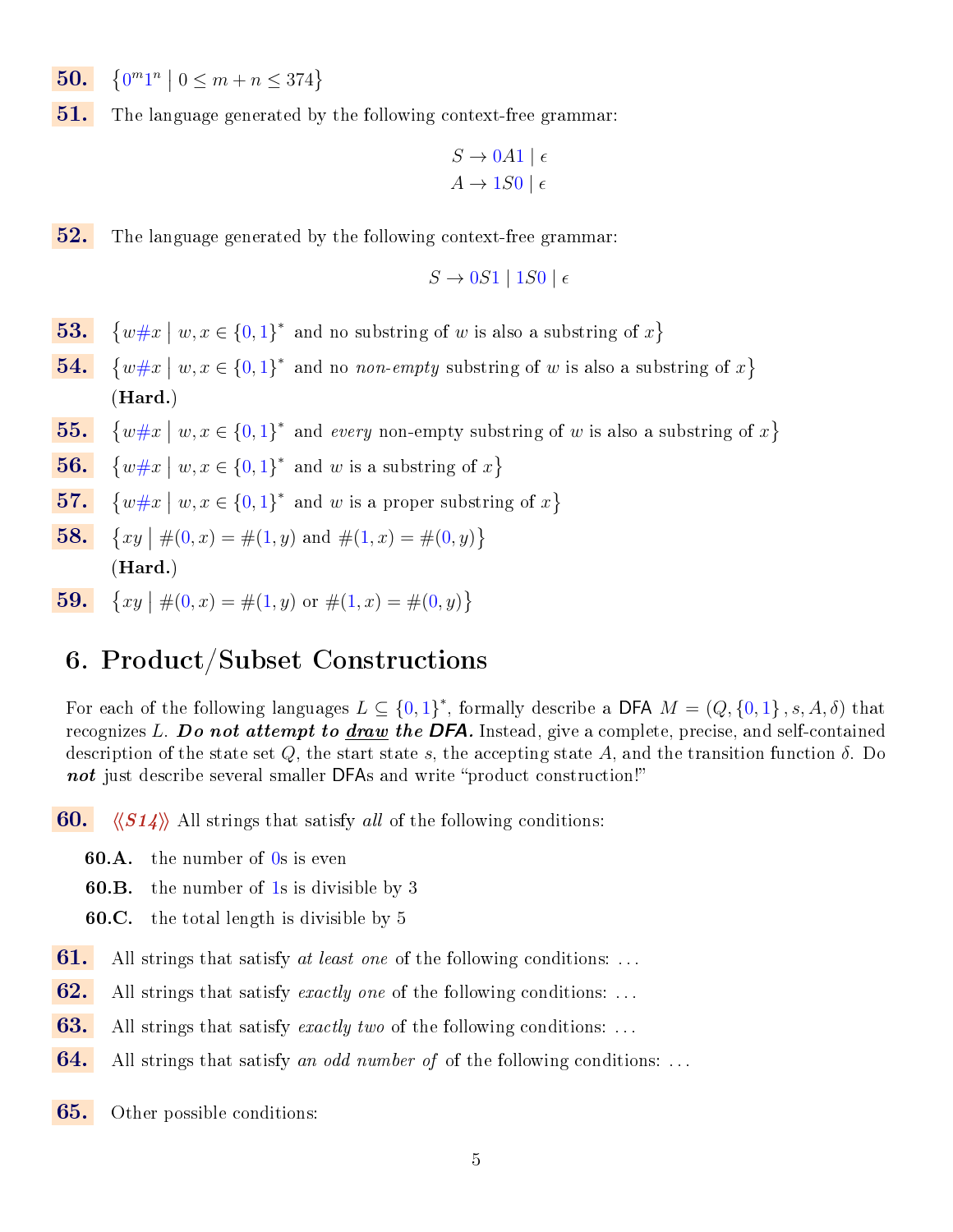**50.** $\{0^m 1^n \mid 0 \le m + n \le 374\}$

**51.** The language generated by the following context-free grammar:

$$S \to 0A1 \mid \epsilon$$
$$A \to 1S0 \mid \epsilon$$

**52.** The language generated by the following context-free grammar:

$$S \to 0S1 \mid 1S0 \mid \epsilon$$

**53.** $\{w\#x \mid w, x \in \{0,1\}^* \text{ and no substring of } w \text{ is also a substring of } x\}$

**54.** $\{w\#x \mid w, x \in \{0,1\}^* \text{ and no } \textit{non-empty} \text{ substring of } w \text{ is also a substring of } x\}$
(**Hard.**)

**55.** $\{w\#x \mid w, x \in \{0,1\}^* \text{ and } \textit{every} \text{ non-empty substring of } w \text{ is also a substring of } x\}$

**56.** $\{w\#x \mid w, x \in \{0,1\}^* \text{ and } w \text{ is a substring of } x\}$

**57.** $\{w\#x \mid w, x \in \{0,1\}^* \text{ and } w \text{ is a proper substring of } x\}$

**58.** $\{xy \mid \#(0,x) = \#(1,y) \text{ and } \#(1,x) = \#(0,y)\}$
(**Hard.**)

**59.** $\{xy \mid \#(0,x) = \#(1,y) \text{ or } \#(1,x) = \#(0,y)\}$

## 6. Product/Subset Constructions

For each of the following languages $L \subseteq \{0,1\}^*$, formally describe a DFA $M = (Q, \{0,1\}, s, A, \delta)$ that recognizes $L$. ***Do not attempt to <u>draw</u> the DFA.*** Instead, give a complete, precise, and self-contained description of the state set $Q$, the start state $s$, the accepting state $A$, and the transition function $\delta$. Do ***not*** just describe several smaller DFAs and write "product construction!"

**60.** ⟨⟨*S14*⟩⟩ All strings that satisfy *all* of the following conditions:

- **60.A.** the number of 0s is even
- **60.B.** the number of 1s is divisible by 3
- **60.C.** the total length is divisible by 5

**61.** All strings that satisfy *at least one* of the following conditions: ...

**62.** All strings that satisfy *exactly one* of the following conditions: ...

**63.** All strings that satisfy *exactly two* of the following conditions: ...

**64.** All strings that satisfy *an odd number of* of the following conditions: ...

**65.** Other possible conditions: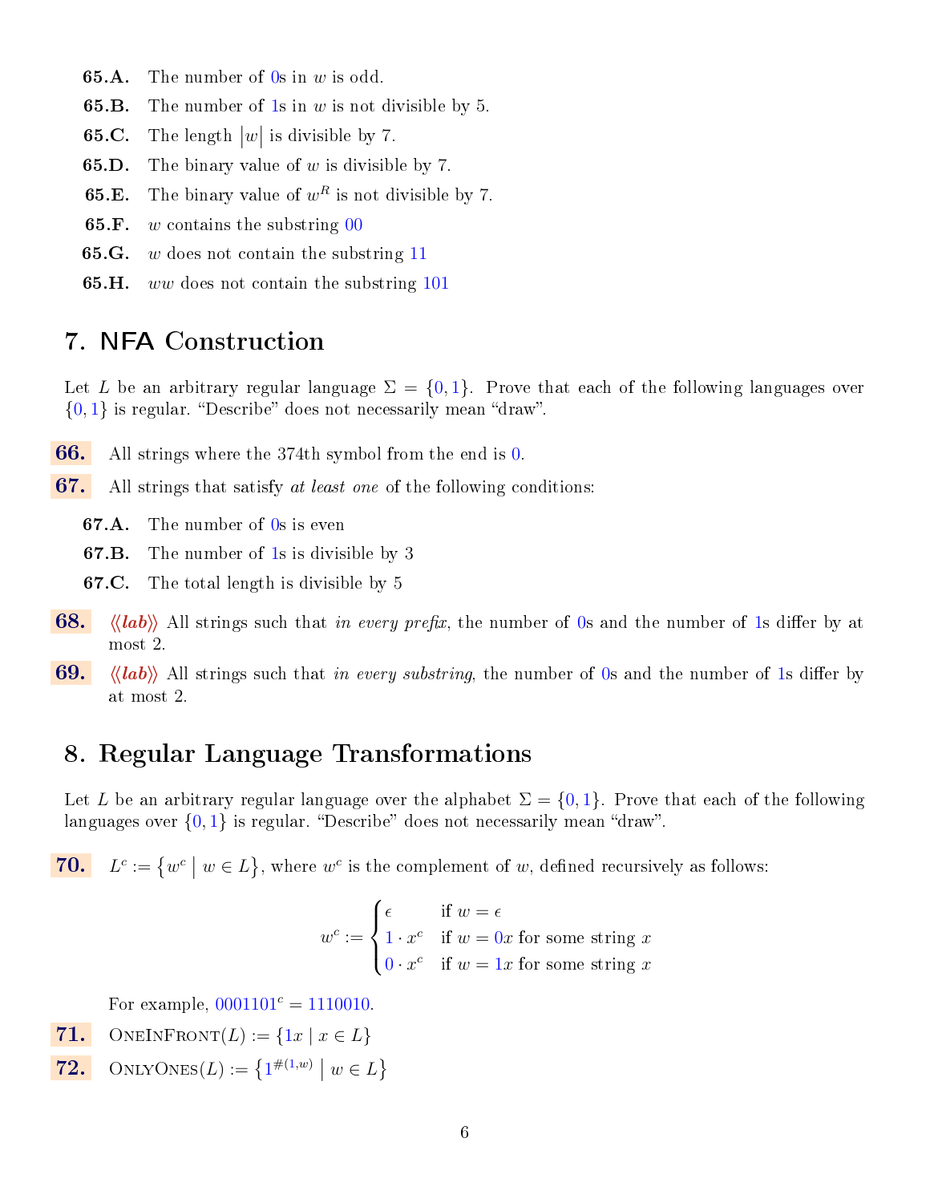**65.A.** The number of 0s in $w$ is odd.

**65.B.** The number of 1s in $w$ is not divisible by 5.

**65.C.** The length $|w|$ is divisible by 7.

**65.D.** The binary value of $w$ is divisible by 7.

**65.E.** The binary value of $w^R$ is not divisible by 7.

**65.F.** $w$ contains the substring 00

**65.G.** $w$ does not contain the substring 11

**65.H.** $ww$ does not contain the substring 101

## 7. NFA Construction

Let $L$ be an arbitrary regular language $\Sigma = \{0, 1\}$. Prove that each of the following languages over $\{0, 1\}$ is regular. "Describe" does not necessarily mean "draw".

**66.** All strings where the 374th symbol from the end is 0.

**67.** All strings that satisfy *at least one* of the following conditions:

**67.A.** The number of 0s is even

**67.B.** The number of 1s is divisible by 3

**67.C.** The total length is divisible by 5

**68.** ⟨⟨*lab*⟩⟩ All strings such that *in every prefix*, the number of 0s and the number of 1s differ by at most 2.

**69.** ⟨⟨*lab*⟩⟩ All strings such that *in every substring*, the number of 0s and the number of 1s differ by at most 2.

## 8. Regular Language Transformations

Let $L$ be an arbitrary regular language over the alphabet $\Sigma = \{0, 1\}$. Prove that each of the following languages over $\{0, 1\}$ is regular. "Describe" does not necessarily mean "draw".

**70.** $L^c := \{w^c \mid w \in L\}$, where $w^c$ is the complement of $w$, defined recursively as follows:

$$w^c := \begin{cases} \epsilon & \text{if } w = \epsilon \\ 1 \cdot x^c & \text{if } w = 0x \text{ for some string } x \\ 0 \cdot x^c & \text{if } w = 1x \text{ for some string } x \end{cases}$$

For example, $0001101^c = 1110010$.

**71.** $\textsc{OneInFront}(L) := \{1x \mid x \in L\}$

**72.** $\textsc{OnlyOnes}(L) := \{1^{\#(1,w)} \mid w \in L\}$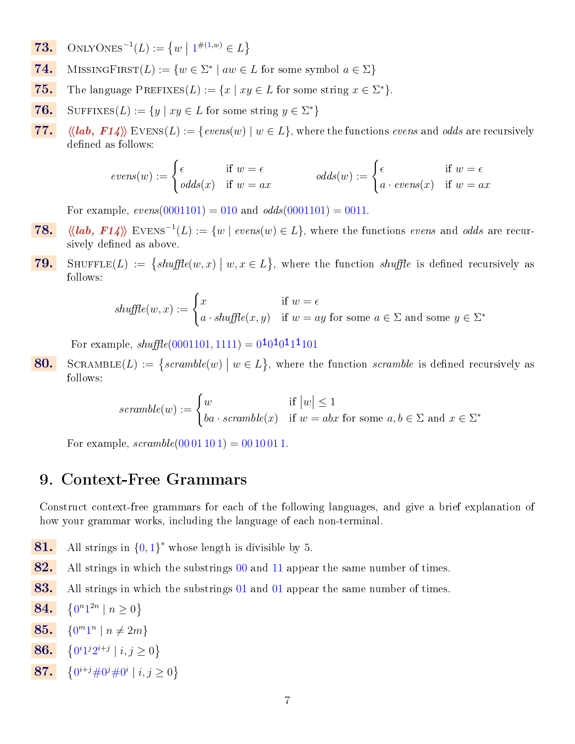**73.** $\textsc{OnlyOnes}^{-1}(L) := \{w \mid 1^{\#(1,w)} \in L\}$

**74.** $\textsc{MissingFirst}(L) := \{w \in \Sigma^* \mid aw \in L \text{ for some symbol } a \in \Sigma\}$

**75.** The language $\textsc{Prefixes}(L) := \{x \mid xy \in L \text{ for some string } x \in \Sigma^*\}$.

**76.** $\textsc{Suffixes}(L) := \{y \mid xy \in L \text{ for some string } y \in \Sigma^*\}$

**77.** ⟨⟨*lab, F14*⟩⟩ $\textsc{Evens}(L) := \{evens(w) \mid w \in L\}$, where the functions *evens* and *odds* are recursively defined as follows:

$$evens(w) := \begin{cases} \epsilon & \text{if } w = \epsilon \\ odds(x) & \text{if } w = ax \end{cases} \qquad odds(w) := \begin{cases} \epsilon & \text{if } w = \epsilon \\ a \cdot evens(x) & \text{if } w = ax \end{cases}$$

For example, $evens(0001101) = 010$ and $odds(0001101) = 0011$.

**78.** ⟨⟨*lab, F14*⟩⟩ $\textsc{Evens}^{-1}(L) := \{w \mid evens(w) \in L\}$, where the functions *evens* and *odds* are recursively defined as above.

**79.** $\textsc{Shuffle}(L) := \{shuffle(w, x) \mid w, x \in L\}$, where the function *shuffle* is defined recursively as follows:

$$shuffle(w, x) := \begin{cases} x & \text{if } w = \epsilon \\ a \cdot shuffle(x, y) & \text{if } w = ay \text{ for some } a \in \Sigma \text{ and some } y \in \Sigma^* \end{cases}$$

For example, $shuffle(0001101, 1111) = 0^{1}0^{1}0^{1}1^{1}101$

**80.** $\textsc{Scramble}(L) := \{scramble(w) \mid w \in L\}$, where the function *scramble* is defined recursively as follows:

$$scramble(w) := \begin{cases} w & \text{if } |w| \leq 1 \\ ba \cdot scramble(x) & \text{if } w = abx \text{ for some } a, b \in \Sigma \text{ and } x \in \Sigma^* \end{cases}$$

For example, $scramble(00\,01\,10\,1) = 00\,10\,01\,1$.

## 9. Context-Free Grammars

Construct context-free grammars for each of the following languages, and give a brief explanation of how your grammar works, including the language of each non-terminal.

**81.** All strings in $\{0, 1\}^*$ whose length is divisible by 5.

**82.** All strings in which the substrings 00 and 11 appear the same number of times.

**83.** All strings in which the substrings 01 and 01 appear the same number of times.

**84.** $\{0^n 1^{2n} \mid n \geq 0\}$

**85.** $\{0^m 1^n \mid n \neq 2m\}$

**86.** $\{0^i 1^j 2^{i+j} \mid i, j \geq 0\}$

**87.** $\{0^{i+j} \# 0^j \# 0^i \mid i, j \geq 0\}$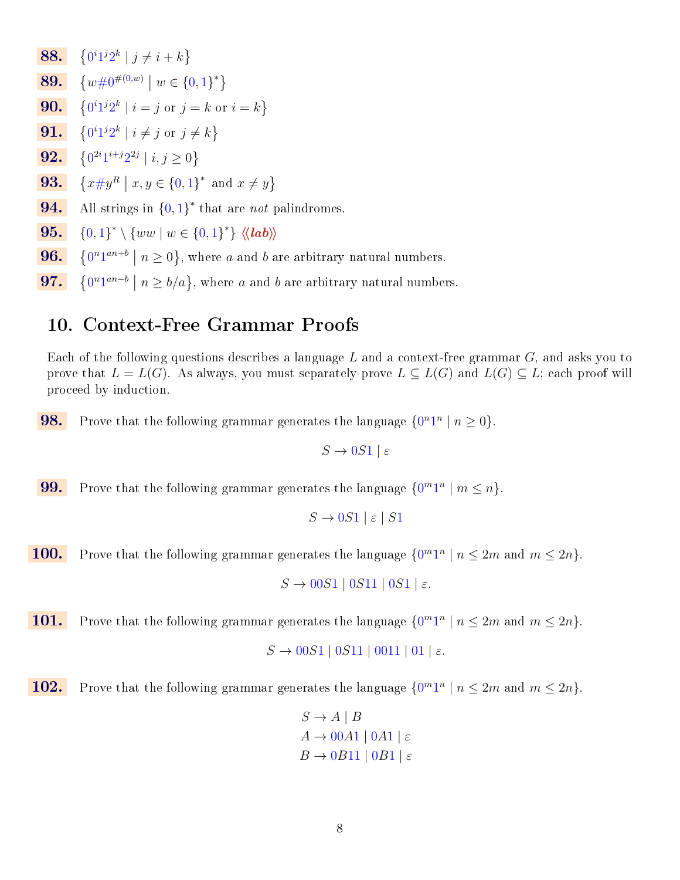**88.** $\{0^i 1^j 2^k \mid j \neq i + k\}$

**89.** $\{w\#0^{\#(0,w)} \mid w \in \{0,1\}^*\}$

**90.** $\{0^i 1^j 2^k \mid i = j \text{ or } j = k \text{ or } i = k\}$

**91.** $\{0^i 1^j 2^k \mid i \neq j \text{ or } j \neq k\}$

**92.** $\{0^{2i} 1^{i+j} 2^{2j} \mid i, j \geq 0\}$

**93.** $\{x\#y^R \mid x, y \in \{0,1\}^* \text{ and } x \neq y\}$

**94.** All strings in $\{0,1\}^*$ that are *not* palindromes.

**95.** $\{0,1\}^* \setminus \{ww \mid w \in \{0,1\}^*\}$ ⟨⟨*lab*⟩⟩

**96.** $\{0^n 1^{an+b} \mid n \geq 0\}$, where $a$ and $b$ are arbitrary natural numbers.

**97.** $\{0^n 1^{an-b} \mid n \geq b/a\}$, where $a$ and $b$ are arbitrary natural numbers.

## 10. Context-Free Grammar Proofs

Each of the following questions describes a language $L$ and a context-free grammar $G$, and asks you to prove that $L = L(G)$. As always, you must separately prove $L \subseteq L(G)$ and $L(G) \subseteq L$; each proof will proceed by induction.

**98.** Prove that the following grammar generates the language $\{0^n 1^n \mid n \geq 0\}$.

$$S \to 0S1 \mid \varepsilon$$

**99.** Prove that the following grammar generates the language $\{0^m 1^n \mid m \leq n\}$.

$$S \to 0S1 \mid \varepsilon \mid S1$$

**100.** Prove that the following grammar generates the language $\{0^m 1^n \mid n \leq 2m \text{ and } m \leq 2n\}$.

$$S \to 00S1 \mid 0S11 \mid 0S1 \mid \varepsilon.$$

**101.** Prove that the following grammar generates the language $\{0^m 1^n \mid n \leq 2m \text{ and } m \leq 2n\}$.

$$S \to 00S1 \mid 0S11 \mid 0011 \mid 01 \mid \varepsilon.$$

**102.** Prove that the following grammar generates the language $\{0^m 1^n \mid n \leq 2m \text{ and } m \leq 2n\}$.

$$\begin{aligned} S &\to A \mid B \\ A &\to 00A1 \mid 0A1 \mid \varepsilon \\ B &\to 0B11 \mid 0B1 \mid \varepsilon \end{aligned}$$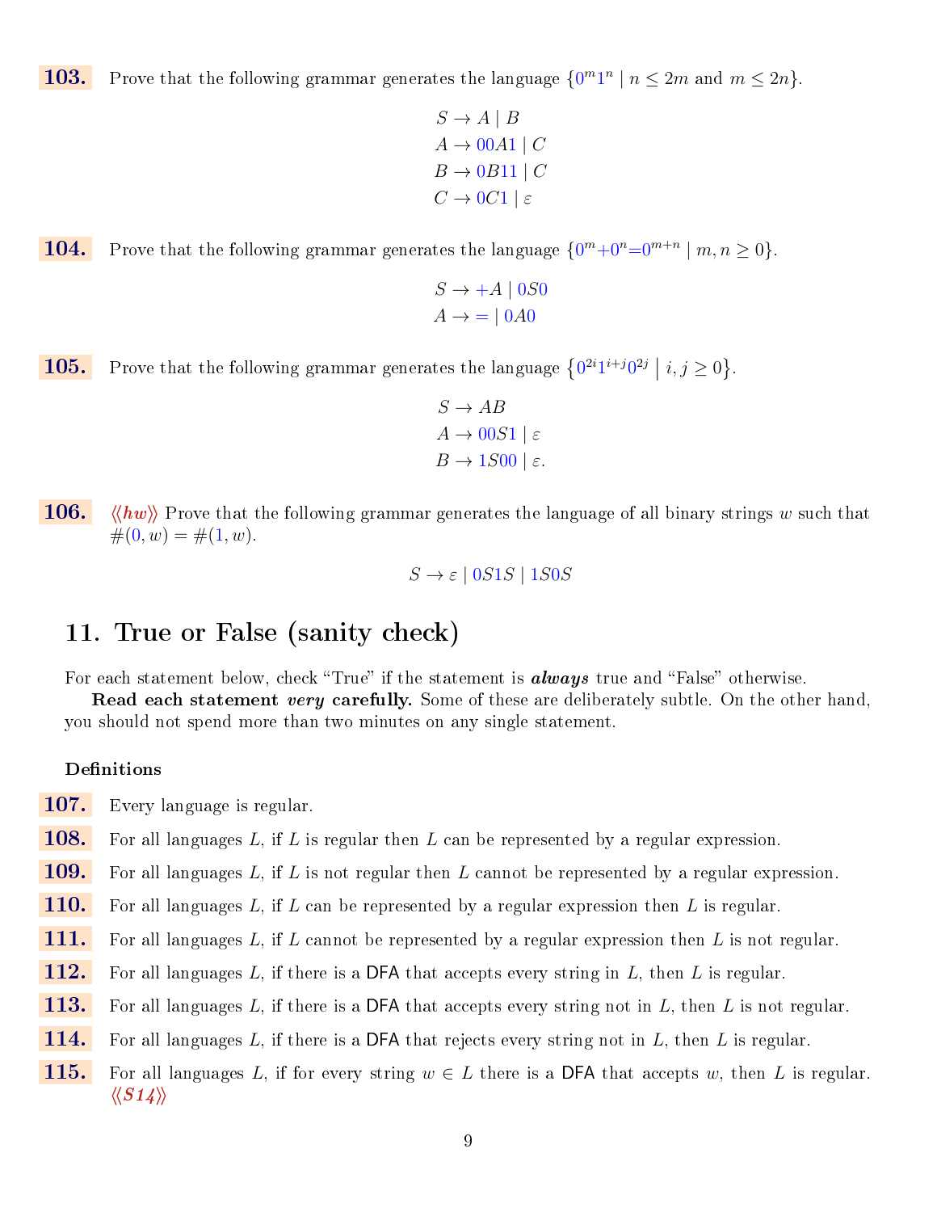**103.** Prove that the following grammar generates the language $\{0^m1^n \mid n \le 2m \text{ and } m \le 2n\}$.

$$\begin{aligned}
S &\to A \mid B \\
A &\to 00A1 \mid C \\
B &\to 0B11 \mid C \\
C &\to 0C1 \mid \varepsilon
\end{aligned}$$

**104.** Prove that the following grammar generates the language $\{0^m{+}0^n{=}0^{m+n} \mid m, n \ge 0\}$.

$$\begin{aligned}
S &\to {+}A \mid 0S0 \\
A &\to {=} \mid 0A0
\end{aligned}$$

**105.** Prove that the following grammar generates the language $\left\{0^{2i}1^{i+j}0^{2j} \mid i, j \ge 0\right\}$.

$$\begin{aligned}
S &\to AB \\
A &\to 00S1 \mid \varepsilon \\
B &\to 1S00 \mid \varepsilon.
\end{aligned}$$

**106.** ⟨⟨*hw*⟩⟩ Prove that the following grammar generates the language of all binary strings $w$ such that $\#(0, w) = \#(1, w)$.

$$S \to \varepsilon \mid 0S1S \mid 1S0S$$

## 11. True or False (sanity check)

For each statement below, check "True" if the statement is ***always*** true and "False" otherwise.

**Read each statement *very* carefully.** Some of these are deliberately subtle. On the other hand, you should not spend more than two minutes on any single statement.

### Definitions

**107.** Every language is regular.

**108.** For all languages $L$, if $L$ is regular then $L$ can be represented by a regular expression.

**109.** For all languages $L$, if $L$ is not regular then $L$ cannot be represented by a regular expression.

**110.** For all languages $L$, if $L$ can be represented by a regular expression then $L$ is regular.

**111.** For all languages $L$, if $L$ cannot be represented by a regular expression then $L$ is not regular.

**112.** For all languages $L$, if there is a DFA that accepts every string in $L$, then $L$ is regular.

**113.** For all languages $L$, if there is a DFA that accepts every string not in $L$, then $L$ is not regular.

**114.** For all languages $L$, if there is a DFA that rejects every string not in $L$, then $L$ is regular.

**115.** For all languages $L$, if for every string $w \in L$ there is a DFA that accepts $w$, then $L$ is regular. ⟨⟨*S14*⟩⟩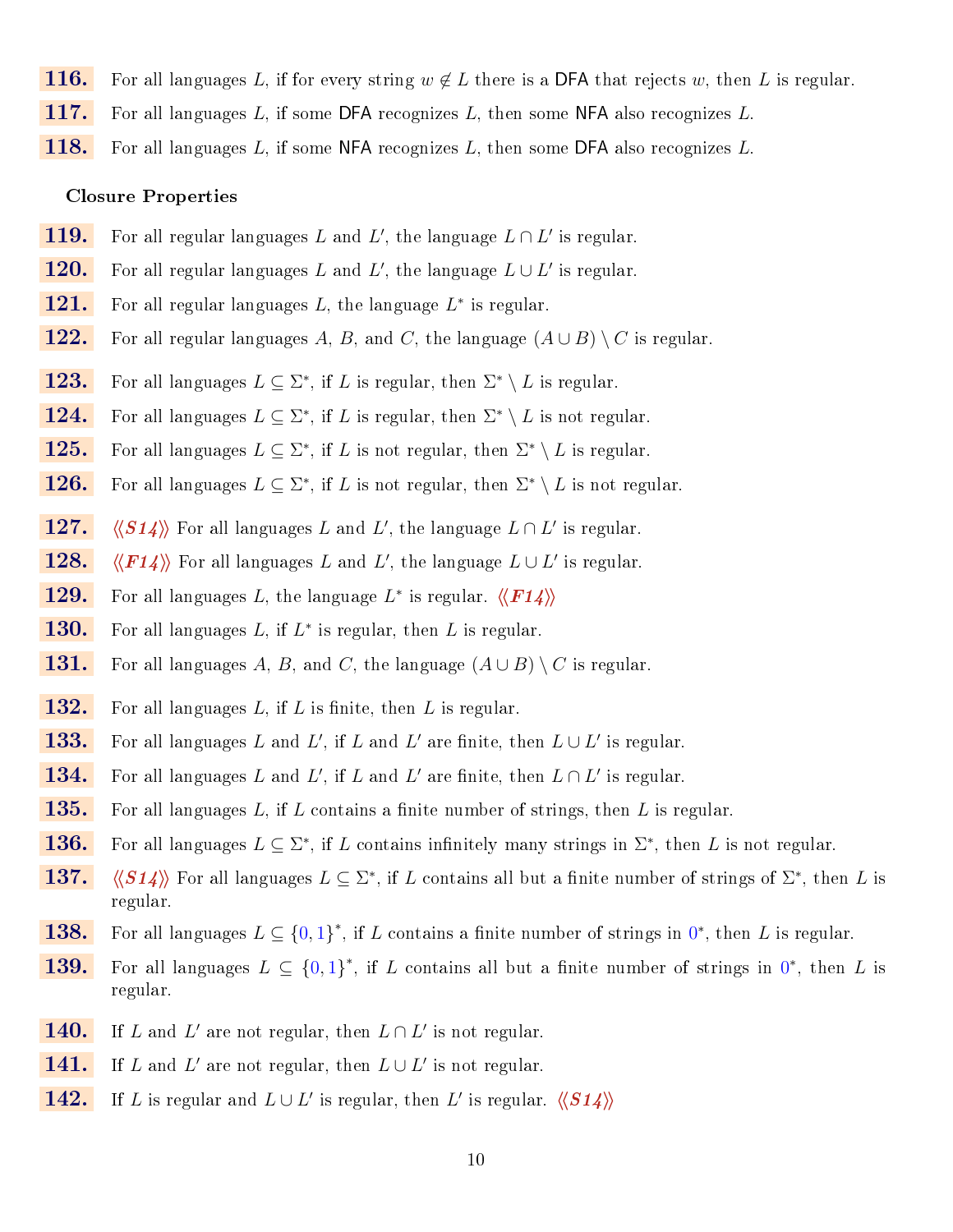**116.** For all languages $L$, if for every string $w \notin L$ there is a DFA that rejects $w$, then $L$ is regular.

**117.** For all languages $L$, if some DFA recognizes $L$, then some NFA also recognizes $L$.

**118.** For all languages $L$, if some NFA recognizes $L$, then some DFA also recognizes $L$.

### Closure Properties

**119.** For all regular languages $L$ and $L'$, the language $L \cap L'$ is regular.

**120.** For all regular languages $L$ and $L'$, the language $L \cup L'$ is regular.

**121.** For all regular languages $L$, the language $L^*$ is regular.

**122.** For all regular languages $A$, $B$, and $C$, the language $(A \cup B) \setminus C$ is regular.

**123.** For all languages $L \subseteq \Sigma^*$, if $L$ is regular, then $\Sigma^* \setminus L$ is regular.

**124.** For all languages $L \subseteq \Sigma^*$, if $L$ is regular, then $\Sigma^* \setminus L$ is not regular.

**125.** For all languages $L \subseteq \Sigma^*$, if $L$ is not regular, then $\Sigma^* \setminus L$ is regular.

**126.** For all languages $L \subseteq \Sigma^*$, if $L$ is not regular, then $\Sigma^* \setminus L$ is not regular.

**127.** ⟨⟨*S14*⟩⟩ For all languages $L$ and $L'$, the language $L \cap L'$ is regular.

**128.** ⟨⟨*F14*⟩⟩ For all languages $L$ and $L'$, the language $L \cup L'$ is regular.

**129.** For all languages $L$, the language $L^*$ is regular. ⟨⟨*F14*⟩⟩

**130.** For all languages $L$, if $L^*$ is regular, then $L$ is regular.

**131.** For all languages $A$, $B$, and $C$, the language $(A \cup B) \setminus C$ is regular.

**132.** For all languages $L$, if $L$ is finite, then $L$ is regular.

**133.** For all languages $L$ and $L'$, if $L$ and $L'$ are finite, then $L \cup L'$ is regular.

**134.** For all languages $L$ and $L'$, if $L$ and $L'$ are finite, then $L \cap L'$ is regular.

**135.** For all languages $L$, if $L$ contains a finite number of strings, then $L$ is regular.

**136.** For all languages $L \subseteq \Sigma^*$, if $L$ contains infinitely many strings in $\Sigma^*$, then $L$ is not regular.

**137.** ⟨⟨*S14*⟩⟩ For all languages $L \subseteq \Sigma^*$, if $L$ contains all but a finite number of strings of $\Sigma^*$, then $L$ is regular.

**138.** For all languages $L \subseteq \{0,1\}^*$, if $L$ contains a finite number of strings in $0^*$, then $L$ is regular.

**139.** For all languages $L \subseteq \{0,1\}^*$, if $L$ contains all but a finite number of strings in $0^*$, then $L$ is regular.

**140.** If $L$ and $L'$ are not regular, then $L \cap L'$ is not regular.

**141.** If $L$ and $L'$ are not regular, then $L \cup L'$ is not regular.

**142.** If $L$ is regular and $L \cup L'$ is regular, then $L'$ is regular. ⟨⟨*S14*⟩⟩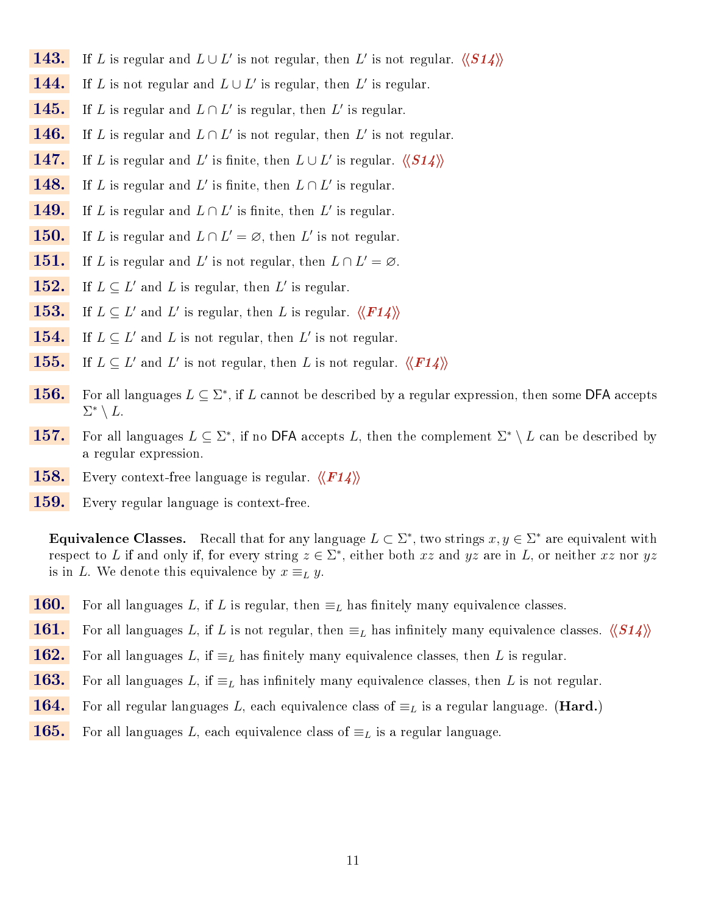**143.** If $L$ is regular and $L \cup L'$ is not regular, then $L'$ is not regular. *⟨⟨S14⟩⟩*

**144.** If $L$ is not regular and $L \cup L'$ is regular, then $L'$ is regular.

**145.** If $L$ is regular and $L \cap L'$ is regular, then $L'$ is regular.

**146.** If $L$ is regular and $L \cap L'$ is not regular, then $L'$ is not regular.

**147.** If $L$ is regular and $L'$ is finite, then $L \cup L'$ is regular. *⟨⟨S14⟩⟩*

**148.** If $L$ is regular and $L'$ is finite, then $L \cap L'$ is regular.

**149.** If $L$ is regular and $L \cap L'$ is finite, then $L'$ is regular.

**150.** If $L$ is regular and $L \cap L' = \varnothing$, then $L'$ is not regular.

**151.** If $L$ is regular and $L'$ is not regular, then $L \cap L' = \varnothing$.

**152.** If $L \subseteq L'$ and $L$ is regular, then $L'$ is regular.

**153.** If $L \subseteq L'$ and $L'$ is regular, then $L$ is regular. *⟨⟨F14⟩⟩*

**154.** If $L \subseteq L'$ and $L$ is not regular, then $L'$ is not regular.

**155.** If $L \subseteq L'$ and $L'$ is not regular, then $L$ is not regular. *⟨⟨F14⟩⟩*

**156.** For all languages $L \subseteq \Sigma^*$, if $L$ cannot be described by a regular expression, then some DFA accepts $\Sigma^* \setminus L$.

**157.** For all languages $L \subseteq \Sigma^*$, if no DFA accepts $L$, then the complement $\Sigma^* \setminus L$ can be described by a regular expression.

**158.** Every context-free language is regular. *⟨⟨F14⟩⟩*

**159.** Every regular language is context-free.

**Equivalence Classes.** Recall that for any language $L \subset \Sigma^*$, two strings $x, y \in \Sigma^*$ are equivalent with respect to $L$ if and only if, for every string $z \in \Sigma^*$, either both $xz$ and $yz$ are in $L$, or neither $xz$ nor $yz$ is in $L$. We denote this equivalence by $x \equiv_L y$.

**160.** For all languages $L$, if $L$ is regular, then $\equiv_L$ has finitely many equivalence classes.

**161.** For all languages $L$, if $L$ is not regular, then $\equiv_L$ has infinitely many equivalence classes. *⟨⟨S14⟩⟩*

**162.** For all languages $L$, if $\equiv_L$ has finitely many equivalence classes, then $L$ is regular.

**163.** For all languages $L$, if $\equiv_L$ has infinitely many equivalence classes, then $L$ is not regular.

**164.** For all regular languages $L$, each equivalence class of $\equiv_L$ is a regular language. (**Hard.**)

**165.** For all languages $L$, each equivalence class of $\equiv_L$ is a regular language.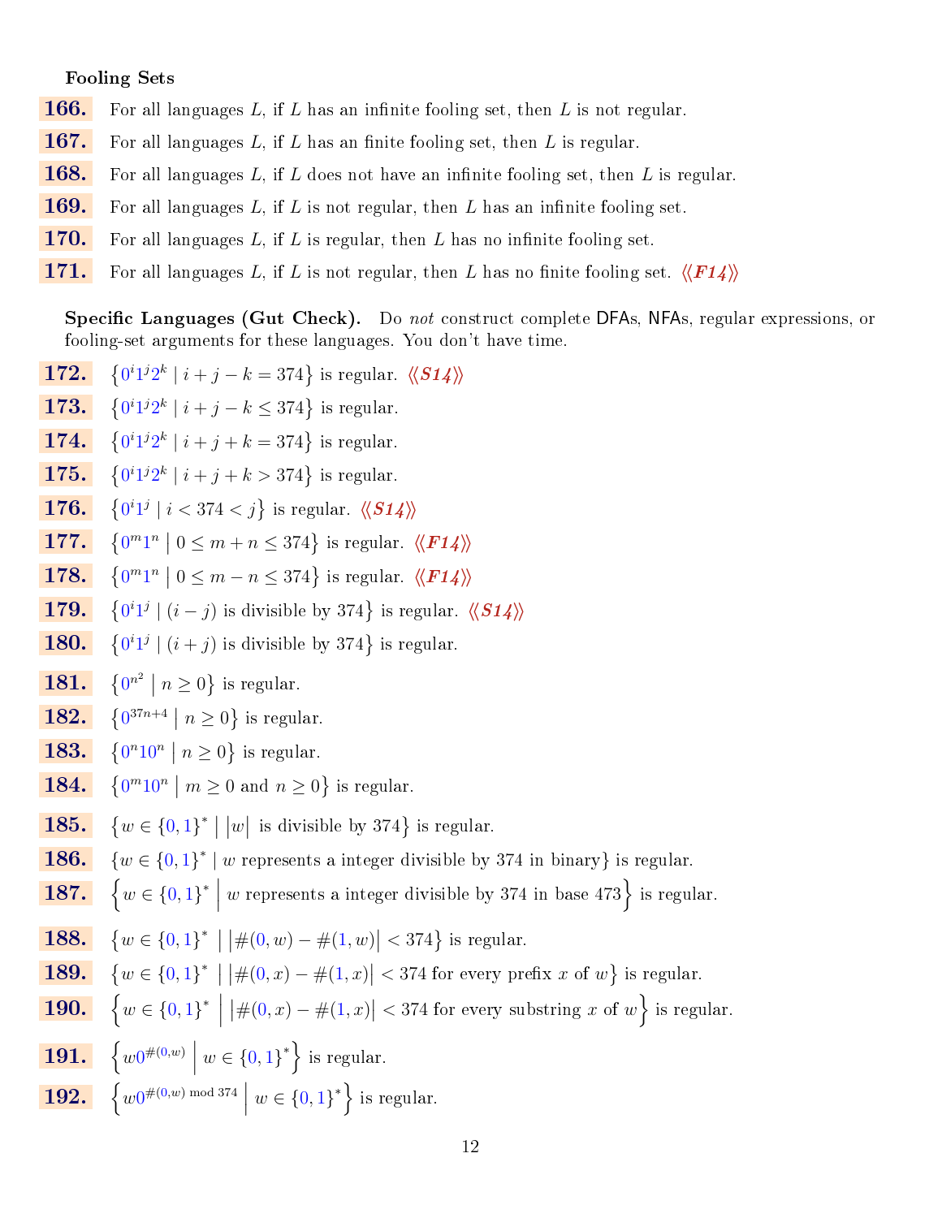**Fooling Sets**

**166.** For all languages $L$, if $L$ has an infinite fooling set, then $L$ is not regular.

**167.** For all languages $L$, if $L$ has an finite fooling set, then $L$ is regular.

**168.** For all languages $L$, if $L$ does not have an infinite fooling set, then $L$ is regular.

**169.** For all languages $L$, if $L$ is not regular, then $L$ has an infinite fooling set.

**170.** For all languages $L$, if $L$ is regular, then $L$ has no infinite fooling set.

**171.** For all languages $L$, if $L$ is not regular, then $L$ has no finite fooling set. ⟨⟨*F14*⟩⟩

**Specific Languages (Gut Check).** Do *not* construct complete DFAs, NFAs, regular expressions, or fooling-set arguments for these languages. You don't have time.

**172.** $\{0^i 1^j 2^k \mid i + j - k = 374\}$ is regular. ⟨⟨*S14*⟩⟩

**173.** $\{0^i 1^j 2^k \mid i + j - k \leq 374\}$ is regular.

**174.** $\{0^i 1^j 2^k \mid i + j + k = 374\}$ is regular.

**175.** $\{0^i 1^j 2^k \mid i + j + k > 374\}$ is regular.

**176.** $\{0^i 1^j \mid i < 374 < j\}$ is regular. ⟨⟨*S14*⟩⟩

**177.** $\{0^m 1^n \mid 0 \leq m + n \leq 374\}$ is regular. ⟨⟨*F14*⟩⟩

**178.** $\{0^m 1^n \mid 0 \leq m - n \leq 374\}$ is regular. ⟨⟨*F14*⟩⟩

**179.** $\{0^i 1^j \mid (i - j) \text{ is divisible by } 374\}$ is regular. ⟨⟨*S14*⟩⟩

**180.** $\{0^i 1^j \mid (i + j) \text{ is divisible by } 374\}$ is regular.

**181.** $\{0^{n^2} \mid n \geq 0\}$ is regular.

**182.** $\{0^{37n+4} \mid n \geq 0\}$ is regular.

**183.** $\{0^n 1 0^n \mid n \geq 0\}$ is regular.

**184.** $\{0^m 1 0^n \mid m \geq 0 \text{ and } n \geq 0\}$ is regular.

**185.** $\{w \in \{0,1\}^* \mid |w| \text{ is divisible by } 374\}$ is regular.

**186.** $\{w \in \{0,1\}^* \mid w \text{ represents a integer divisible by } 374 \text{ in binary}\}$ is regular.

**187.** $\{w \in \{0,1\}^* \mid w \text{ represents a integer divisible by } 374 \text{ in base } 473\}$ is regular.

**188.** $\{w \in \{0,1\}^* \mid |\#(0,w) - \#(1,w)| < 374\}$ is regular.

**189.** $\{w \in \{0,1\}^* \mid |\#(0,x) - \#(1,x)| < 374 \text{ for every prefix } x \text{ of } w\}$ is regular.

**190.** $\{w \in \{0,1\}^* \mid |\#(0,x) - \#(1,x)| < 374 \text{ for every substring } x \text{ of } w\}$ is regular.

**191.** $\{w 0^{\#(0,w)} \mid w \in \{0,1\}^*\}$ is regular.

**192.** $\{w 0^{\#(0,w) \bmod 374} \mid w \in \{0,1\}^*\}$ is regular.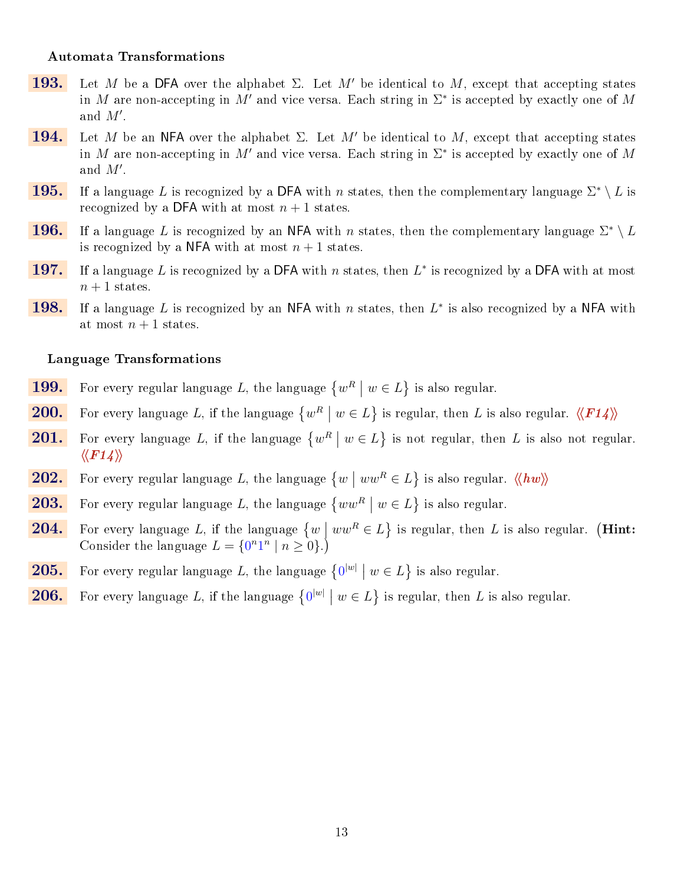### Automata Transformations

**193.** Let $M$ be a DFA over the alphabet $\Sigma$. Let $M'$ be identical to $M$, except that accepting states in $M$ are non-accepting in $M'$ and vice versa. Each string in $\Sigma^*$ is accepted by exactly one of $M$ and $M'$.

**194.** Let $M$ be an NFA over the alphabet $\Sigma$. Let $M'$ be identical to $M$, except that accepting states in $M$ are non-accepting in $M'$ and vice versa. Each string in $\Sigma^*$ is accepted by exactly one of $M$ and $M'$.

**195.** If a language $L$ is recognized by a DFA with $n$ states, then the complementary language $\Sigma^* \setminus L$ is recognized by a DFA with at most $n+1$ states.

**196.** If a language $L$ is recognized by an NFA with $n$ states, then the complementary language $\Sigma^* \setminus L$ is recognized by a NFA with at most $n+1$ states.

**197.** If a language $L$ is recognized by a DFA with $n$ states, then $L^*$ is recognized by a DFA with at most $n+1$ states.

**198.** If a language $L$ is recognized by an NFA with $n$ states, then $L^*$ is also recognized by a NFA with at most $n+1$ states.

### Language Transformations

**199.** For every regular language $L$, the language $\{w^R \mid w \in L\}$ is also regular.

**200.** For every language $L$, if the language $\{w^R \mid w \in L\}$ is regular, then $L$ is also regular. ⟨⟨*F14*⟩⟩

**201.** For every language $L$, if the language $\{w^R \mid w \in L\}$ is not regular, then $L$ is also not regular. ⟨⟨*F14*⟩⟩

**202.** For every regular language $L$, the language $\{w \mid ww^R \in L\}$ is also regular. ⟨⟨*hw*⟩⟩

**203.** For every regular language $L$, the language $\{ww^R \mid w \in L\}$ is also regular.

**204.** For every language $L$, if the language $\{w \mid ww^R \in L\}$ is regular, then $L$ is also regular. (**Hint:** Consider the language $L = \{0^n 1^n \mid n \geq 0\}$.)

**205.** For every regular language $L$, the language $\{0^{|w|} \mid w \in L\}$ is also regular.

**206.** For every language $L$, if the language $\{0^{|w|} \mid w \in L\}$ is regular, then $L$ is also regular.